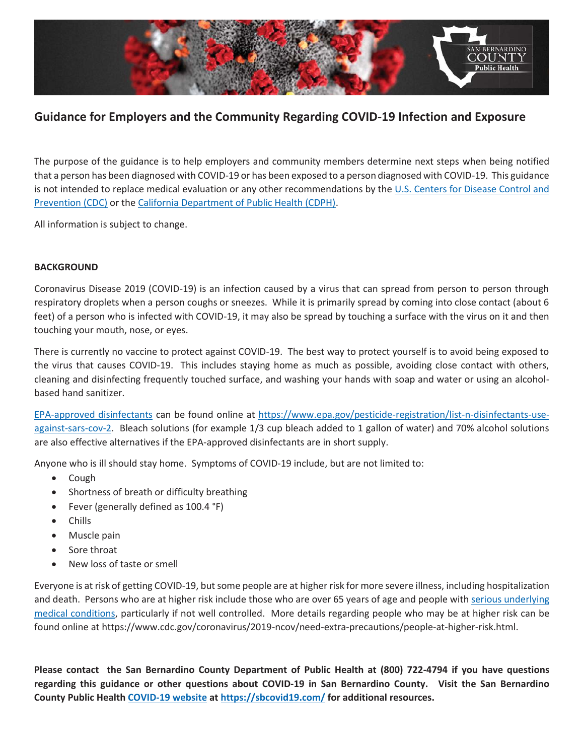# Guidance for Employers and the Community Regarding COVID-19 Infection and Exposure

The purpose of the guidance is to help employers and community members determine next steps when being notified that a person has been diagnosed with COVID-19 or has been exposed to a person diagnosed with COVID-19. This guidance is not intended to replace medical evaluation or any other recommendations by the U.S. Centers for Disease Control and Prevention (CDC) or the California Department of Public Health (CDPH).

All information is subject to change.

**BACKGROUND**

Coronavirus Disease 2019 (COVID-19) is an infection caused by a virus that can spread from person to person through respiratory droplets when a person coughs or sneezes. While it is primarily spread by coming into close contact (about 6 feet) of a person who is infected with COVID-19, it may also be spread by touching a surface with the virus on it and then touching your mouth, nose, or eyes.

There is currently no vaccine to protect against COVID-19. The best way to protect yourself is to avoid being exposed to the virus that causes COVID-19. This includes staying home as much as possible, avoiding close contact with others, cleaning and disinfecting frequently touched surface, and washing your hands with soap and water or using an alcohol-based hand sanitizer.

EPA-approved disinfectants can be found online at https://www.epa.gov/pesticide-registration/list-n-disinfectants-use-against-sars-cov-2. Bleach solutions (for example 1/3 cup bleach added to 1 gallon of water) and 70% alcohol solutions are also effective alternatives if the EPA-approved disinfectants are in short supply.

Anyone who is ill should stay home. Symptoms of COVID-19 include, but are not limited to:

- Cough
- Shortness of breath or difficulty breathing
- Fever (generally defined as 100.4 °F)
- Chills
- Muscle pain
- Sore throat
- New loss of taste or smell

Everyone is at risk of getting COVID-19, but some people are at higher risk for more severe illness, including hospitalization and death. Persons who are at higher risk include those who are over 65 years of age and people with serious underlying medical conditions, particularly if not well controlled. More details regarding people who may be at higher risk can be found online at https://www.cdc.gov/coronavirus/2019-ncov/need-extra-precautions/people-at-higher-risk.html.

**Please contact the San Bernardino County Department of Public Health at (800) 722-4794 if you have questions regarding this guidance or other questions about COVID-19 in San Bernardino County. Visit the San Bernardino County Public Health COVID-19 website at https://sbcovid19.com/ for additional resources.**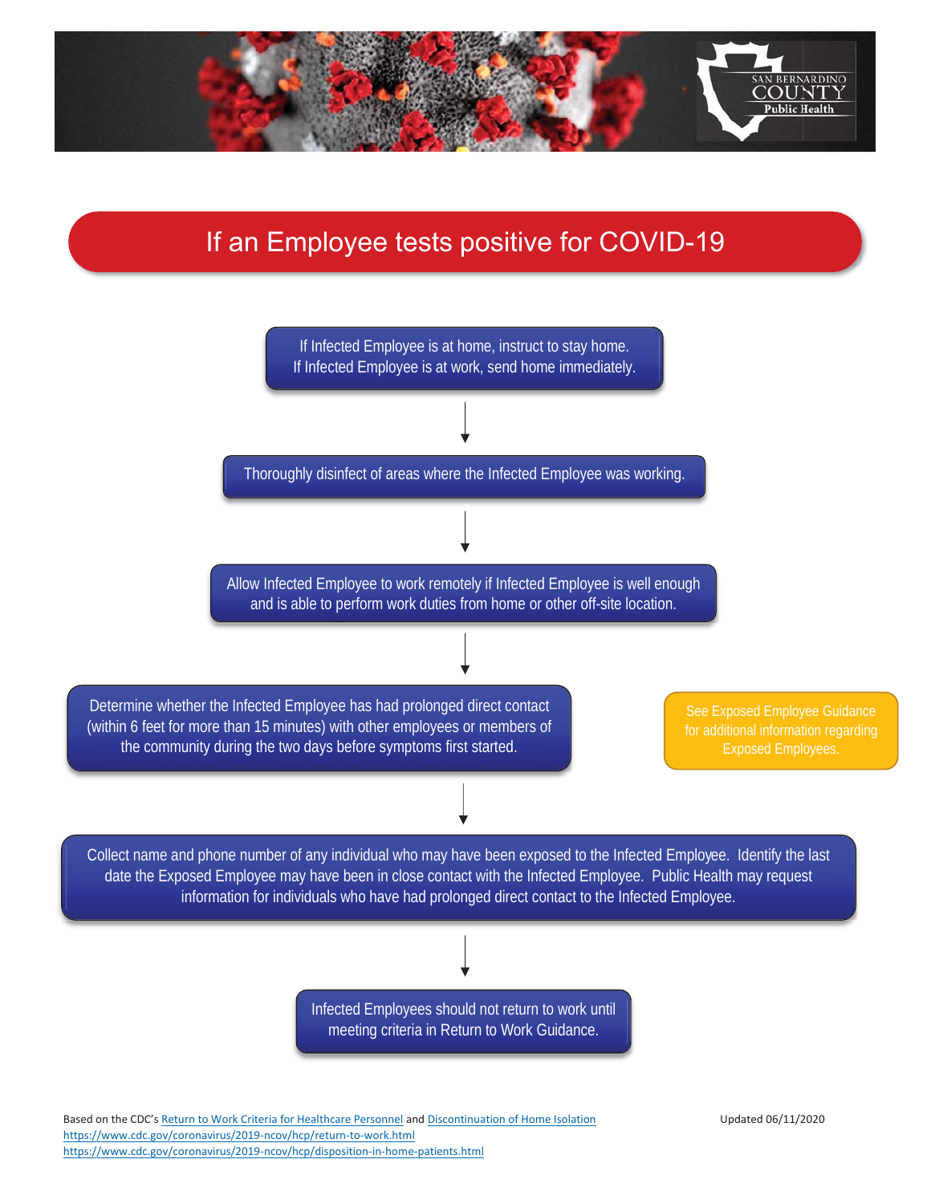# If an Employee tests positive for COVID-19

If Infected Employee is at home, instruct to stay home.
If Infected Employee is at work, send home immediately.

↓

Thoroughly disinfect of areas where the Infected Employee was working.

↓

Allow Infected Employee to work remotely if Infected Employee is well enough and is able to perform work duties from home or other off-site location.

↓

Determine whether the Infected Employee has had prolonged direct contact (within 6 feet for more than 15 minutes) with other employees or members of the community during the two days before symptoms first started.

See Exposed Employee Guidance for additional information regarding Exposed Employees.

↓

Collect name and phone number of any individual who may have been exposed to the Infected Employee. Identify the last date the Exposed Employee may have been in close contact with the Infected Employee. Public Health may request information for individuals who have had prolonged direct contact to the Infected Employee.

↓

Infected Employees should not return to work until meeting criteria in Return to Work Guidance.

Based on the CDC's Return to Work Criteria for Healthcare Personnel and Discontinuation of Home Isolation
https://www.cdc.gov/coronavirus/2019-ncov/hcp/return-to-work.html
https://www.cdc.gov/coronavirus/2019-ncov/hcp/disposition-in-home-patients.html

Updated 06/11/2020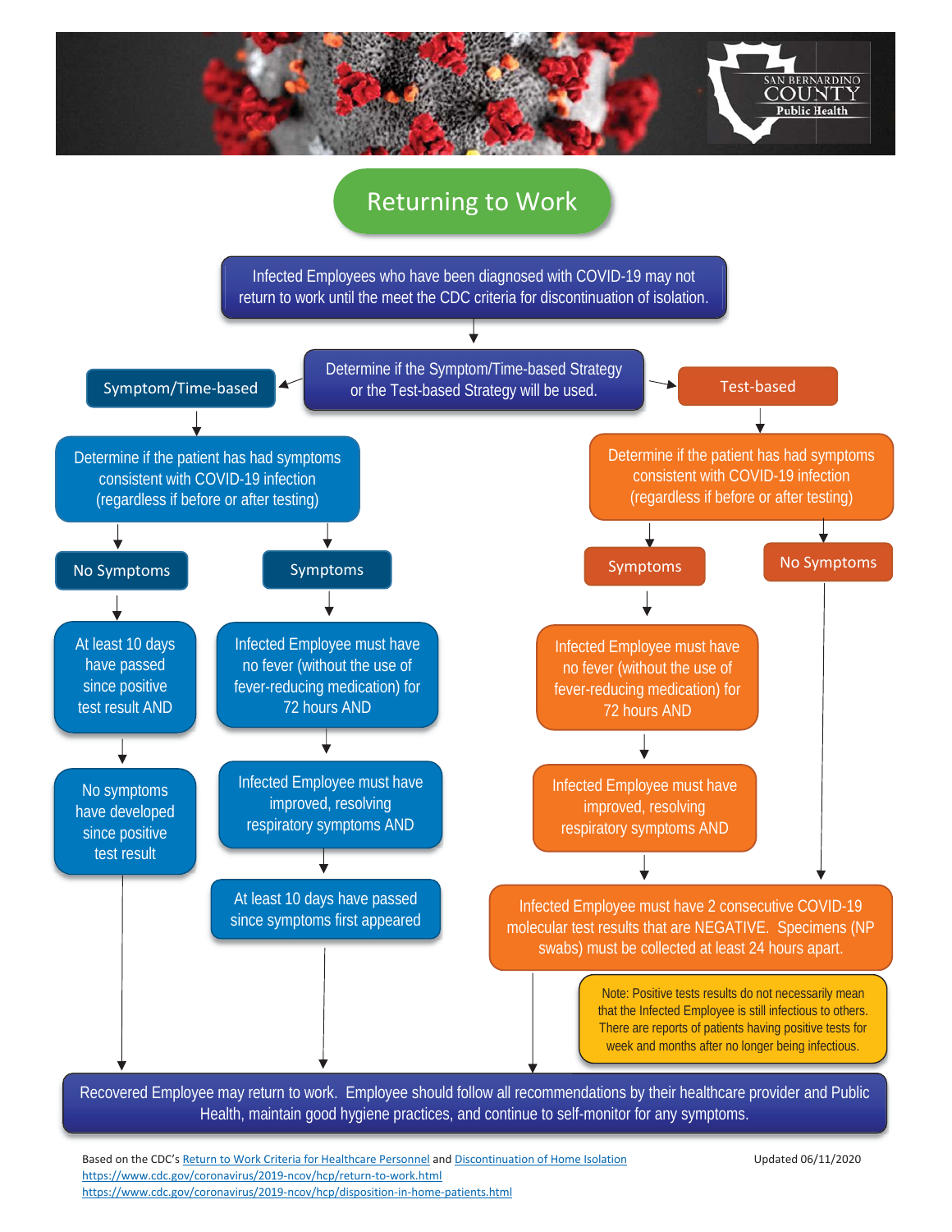# Returning to Work

Infected Employees who have been diagnosed with COVID-19 may not return to work until the meet the CDC criteria for discontinuation of isolation.

Determine if the Symptom/Time-based Strategy or the Test-based Strategy will be used.

## Symptom/Time-based

Determine if the patient has had symptoms consistent with COVID-19 infection (regardless if before or after testing)

### No Symptoms

- At least 10 days have passed since positive test result AND
- No symptoms have developed since positive test result

### Symptoms

- Infected Employee must have no fever (without the use of fever-reducing medication) for 72 hours AND
- Infected Employee must have improved, resolving respiratory symptoms AND
- At least 10 days have passed since symptoms first appeared

## Test-based

Determine if the patient has had symptoms consistent with COVID-19 infection (regardless if before or after testing)

### Symptoms

- Infected Employee must have no fever (without the use of fever-reducing medication) for 72 hours AND
- Infected Employee must have improved, resolving respiratory symptoms AND
- Infected Employee must have 2 consecutive COVID-19 molecular test results that are NEGATIVE. Specimens (NP swabs) must be collected at least 24 hours apart.

### No Symptoms

- Infected Employee must have 2 consecutive COVID-19 molecular test results that are NEGATIVE. Specimens (NP swabs) must be collected at least 24 hours apart.

Note: Positive tests results do not necessarily mean that the Infected Employee is still infectious to others. There are reports of patients having positive tests for week and months after no longer being infectious.

---

Recovered Employee may return to work. Employee should follow all recommendations by their healthcare provider and Public Health, maintain good hygiene practices, and continue to self-monitor for any symptoms.

Based on the CDC's Return to Work Criteria for Healthcare Personnel and Discontinuation of Home Isolation

https://www.cdc.gov/coronavirus/2019-ncov/hcp/return-to-work.html

https://www.cdc.gov/coronavirus/2019-ncov/hcp/disposition-in-home-patients.html

Updated 06/11/2020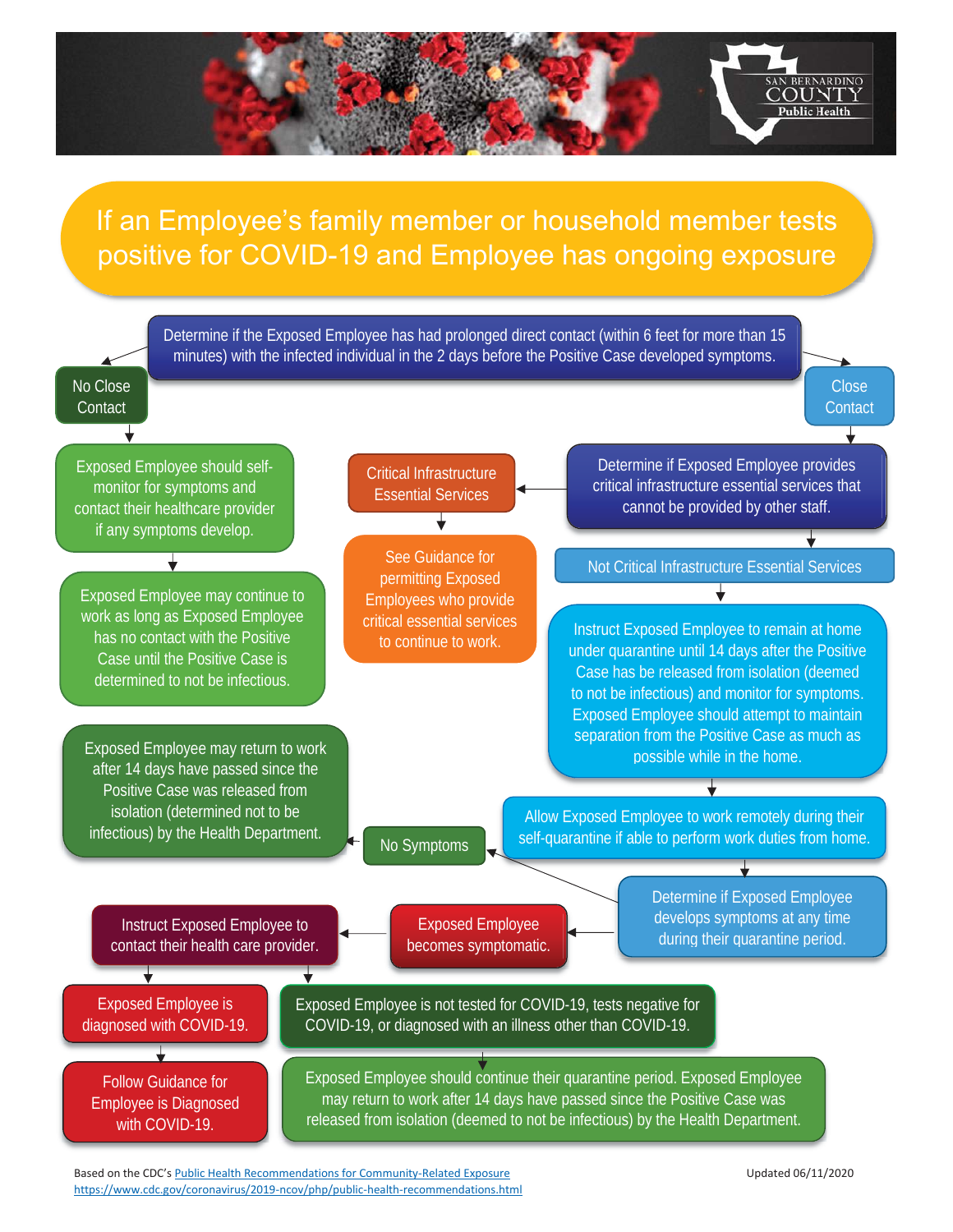SAN BERNARDINO COUNTY Public Health

# If an Employee's family member or household member tests positive for COVID-19 and Employee has ongoing exposure

Determine if the Exposed Employee has had prolonged direct contact (within 6 feet for more than 15 minutes) with the infected individual in the 2 days before the Positive Case developed symptoms.

**No Close Contact**

Exposed Employee should self-monitor for symptoms and contact their healthcare provider if any symptoms develop.

Exposed Employee may continue to work as long as Exposed Employee has no contact with the Positive Case until the Positive Case is determined to not be infectious.

**Close Contact**

Determine if Exposed Employee provides critical infrastructure essential services that cannot be provided by other staff.

**Critical Infrastructure Essential Services**

See Guidance for permitting Exposed Employees who provide critical essential services to continue to work.

**Not Critical Infrastructure Essential Services**

Instruct Exposed Employee to remain at home under quarantine until 14 days after the Positive Case has been released from isolation (deemed to not be infectious) and monitor for symptoms. Exposed Employee should attempt to maintain separation from the Positive Case as much as possible while in the home.

Allow Exposed Employee to work remotely during their self-quarantine if able to perform work duties from home.

Determine if Exposed Employee develops symptoms at any time during their quarantine period.

**No Symptoms**

Exposed Employee may return to work after 14 days have passed since the Positive Case was released from isolation (determined not to be infectious) by the Health Department.

**Exposed Employee becomes symptomatic.**

Instruct Exposed Employee to contact their health care provider.

Exposed Employee is diagnosed with COVID-19.

Follow Guidance for Employee is Diagnosed with COVID-19.

Exposed Employee is not tested for COVID-19, tests negative for COVID-19, or diagnosed with an illness other than COVID-19.

Exposed Employee should continue their quarantine period. Exposed Employee may return to work after 14 days have passed since the Positive Case was released from isolation (deemed to not be infectious) by the Health Department.

Based on the CDC's Public Health Recommendations for Community-Related Exposure
https://www.cdc.gov/coronavirus/2019-ncov/php/public-health-recommendations.html

Updated 06/11/2020